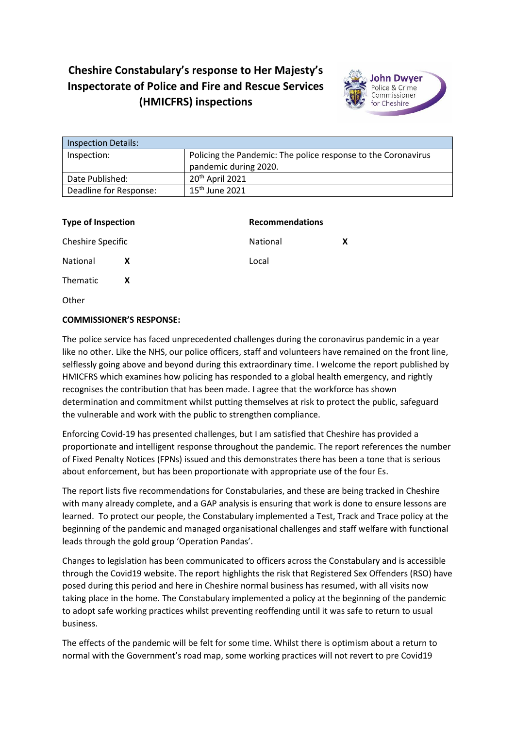# Cheshire Constabulary's response to Her Majesty's Inspectorate of Police and Fire and Rescue Services (HMICFRS) inspections

John Dwyer
Police & Crime Commissioner for Cheshire

| Inspection Details: | |
|---|---|
| Inspection: | Policing the Pandemic: The police response to the Coronavirus pandemic during 2020. |
| Date Published: | 20th April 2021 |
| Deadline for Response: | 15th June 2021 |

| **Type of Inspection** | | **Recommendations** | |
|---|---|---|---|
| Cheshire Specific | | National | **X** |
| National | **X** | Local | |
| Thematic | **X** | | |
| Other | | | |

**COMMISSIONER'S RESPONSE:**

The police service has faced unprecedented challenges during the coronavirus pandemic in a year like no other. Like the NHS, our police officers, staff and volunteers have remained on the front line, selflessly going above and beyond during this extraordinary time. I welcome the report published by HMICFRS which examines how policing has responded to a global health emergency, and rightly recognises the contribution that has been made. I agree that the workforce has shown determination and commitment whilst putting themselves at risk to protect the public, safeguard the vulnerable and work with the public to strengthen compliance.

Enforcing Covid-19 has presented challenges, but I am satisfied that Cheshire has provided a proportionate and intelligent response throughout the pandemic. The report references the number of Fixed Penalty Notices (FPNs) issued and this demonstrates there has been a tone that is serious about enforcement, but has been proportionate with appropriate use of the four Es.

The report lists five recommendations for Constabularies, and these are being tracked in Cheshire with many already complete, and a GAP analysis is ensuring that work is done to ensure lessons are learned. To protect our people, the Constabulary implemented a Test, Track and Trace policy at the beginning of the pandemic and managed organisational challenges and staff welfare with functional leads through the gold group 'Operation Pandas'.

Changes to legislation has been communicated to officers across the Constabulary and is accessible through the Covid19 website. The report highlights the risk that Registered Sex Offenders (RSO) have posed during this period and here in Cheshire normal business has resumed, with all visits now taking place in the home. The Constabulary implemented a policy at the beginning of the pandemic to adopt safe working practices whilst preventing reoffending until it was safe to return to usual business.

The effects of the pandemic will be felt for some time. Whilst there is optimism about a return to normal with the Government's road map, some working practices will not revert to pre Covid19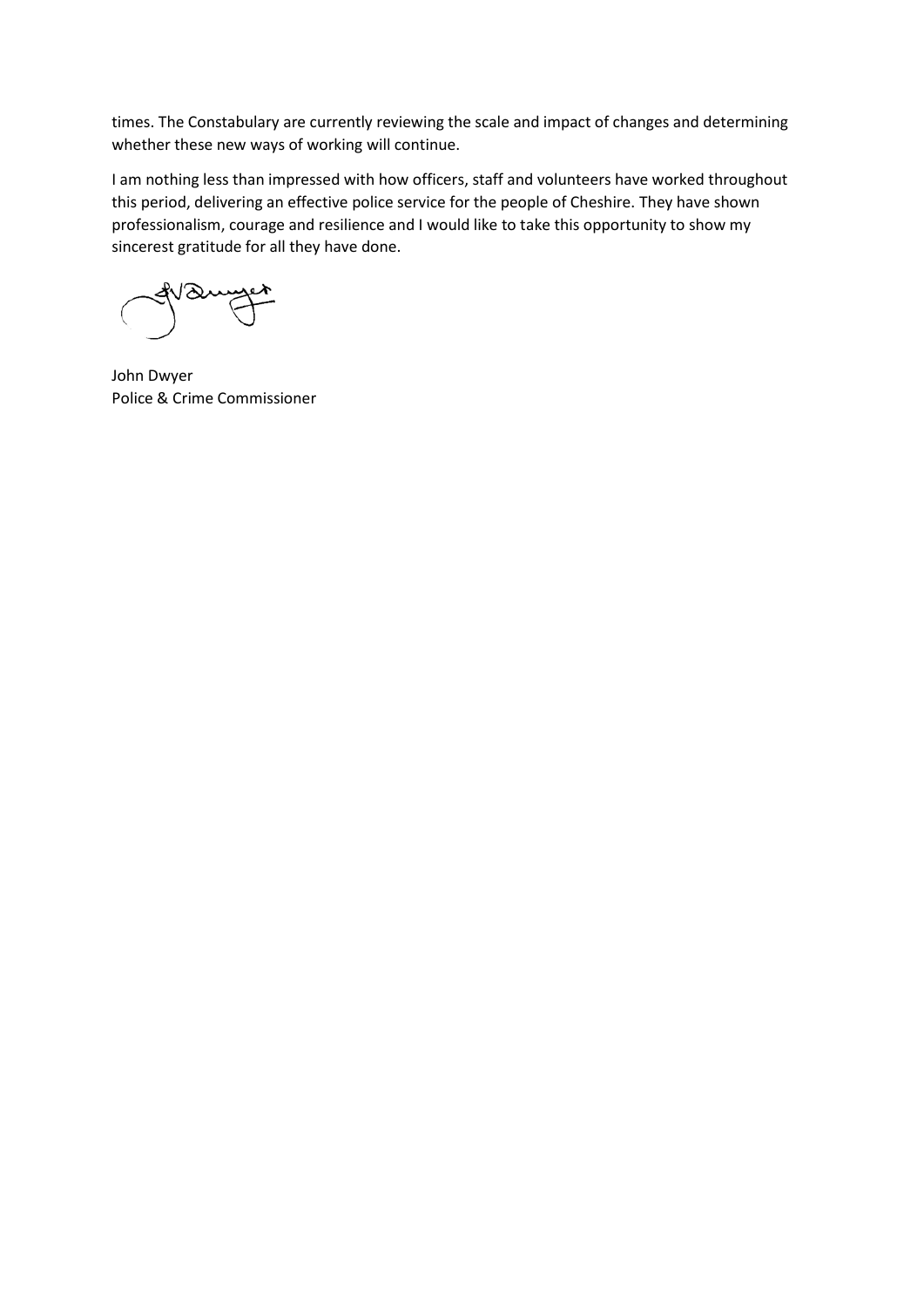times. The Constabulary are currently reviewing the scale and impact of changes and determining whether these new ways of working will continue.

I am nothing less than impressed with how officers, staff and volunteers have worked throughout this period, delivering an effective police service for the people of Cheshire. They have shown professionalism, courage and resilience and I would like to take this opportunity to show my sincerest gratitude for all they have done.

John Dwyer
Police & Crime Commissioner